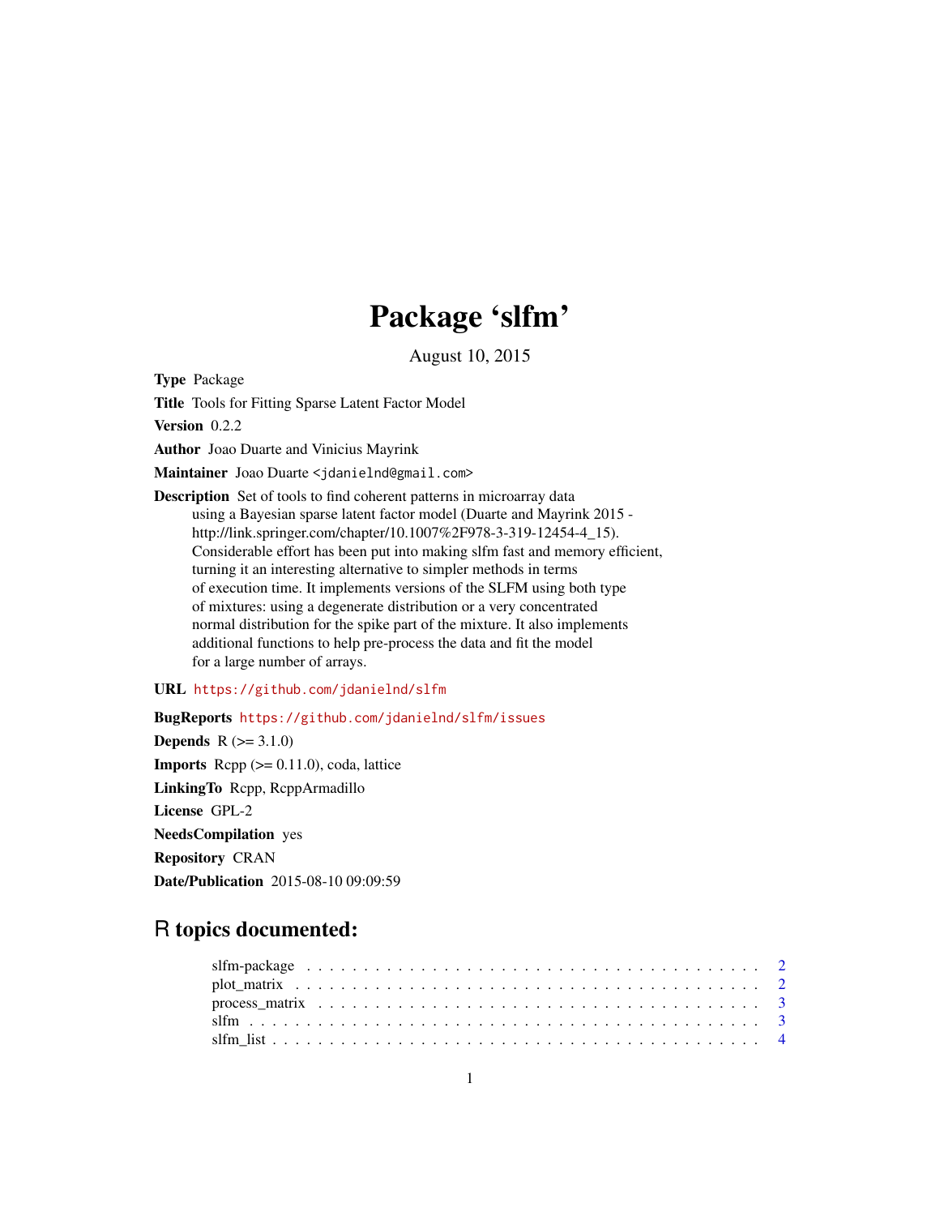# Package 'slfm'

August 10, 2015

**Type** Package

**Title** Tools for Fitting Sparse Latent Factor Model

**Version** 0.2.2

**Author** Joao Duarte and Vinicius Mayrink

**Maintainer** Joao Duarte <jdanielnd@gmail.com>

**Description** Set of tools to find coherent patterns in microarray data using a Bayesian sparse latent factor model (Duarte and Mayrink 2015 - http://link.springer.com/chapter/10.1007%2F978-3-319-12454-4_15). Considerable effort has been put into making slfm fast and memory efficient, turning it an interesting alternative to simpler methods in terms of execution time. It implements versions of the SLFM using both type of mixtures: using a degenerate distribution or a very concentrated normal distribution for the spike part of the mixture. It also implements additional functions to help pre-process the data and fit the model for a large number of arrays.

**URL** https://github.com/jdanielnd/slfm

**BugReports** https://github.com/jdanielnd/slfm/issues

**Depends** R (>= 3.1.0)

**Imports** Rcpp (>= 0.11.0), coda, lattice

**LinkingTo** Rcpp, RcppArmadillo

**License** GPL-2

**NeedsCompilation** yes

**Repository** CRAN

**Date/Publication** 2015-08-10 09:09:59

## R topics documented:

| | |
|---|---|
| slfm-package | 2 |
| plot_matrix | 2 |
| process_matrix | 3 |
| slfm | 3 |
| slfm_list | 4 |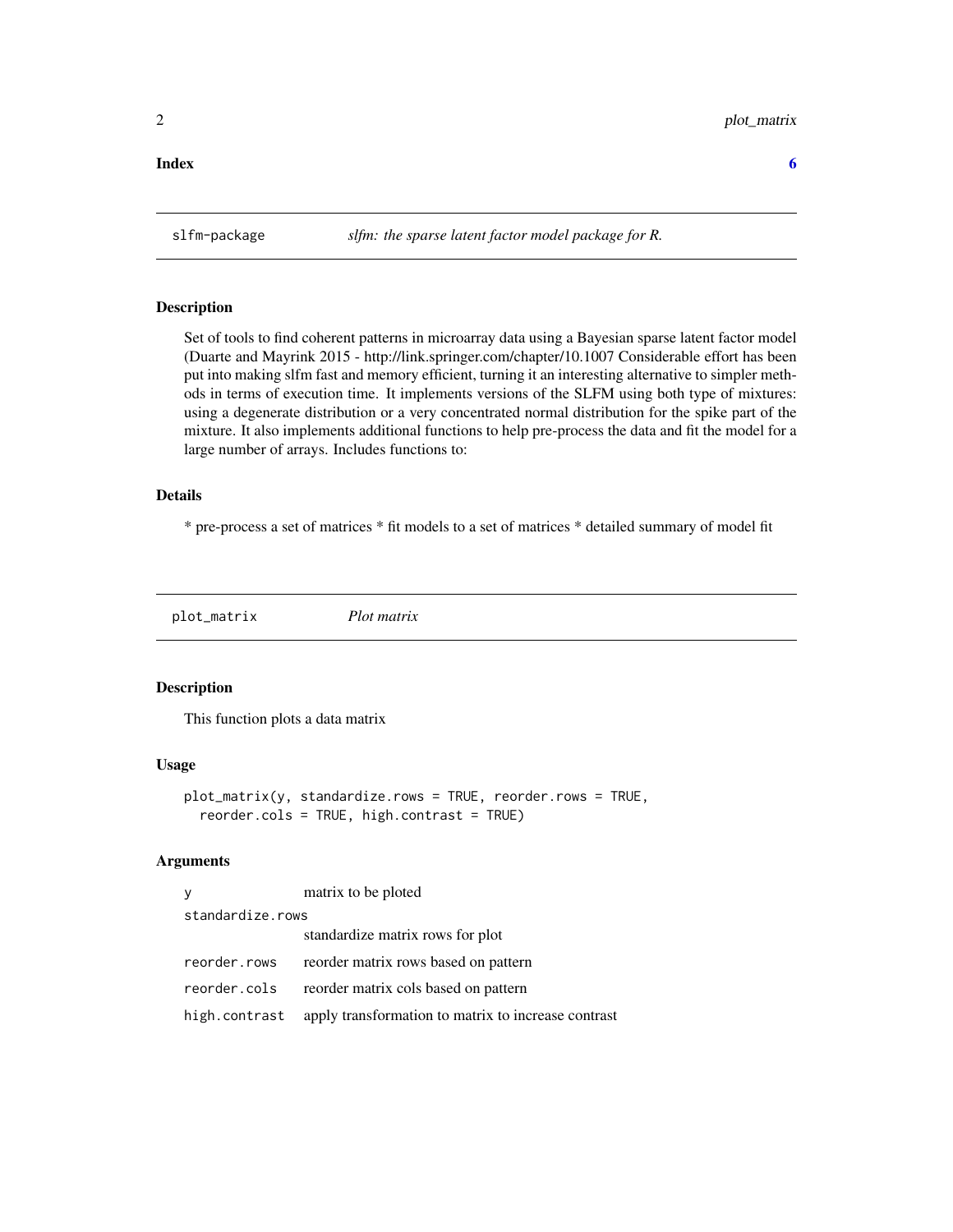**Index** **6**

## slfm-package — *slfm: the sparse latent factor model package for R.*

### Description

Set of tools to find coherent patterns in microarray data using a Bayesian sparse latent factor model (Duarte and Mayrink 2015 - http://link.springer.com/chapter/10.1007 Considerable effort has been put into making slfm fast and memory efficient, turning it an interesting alternative to simpler methods in terms of execution time. It implements versions of the SLFM using both type of mixtures: using a degenerate distribution or a very concentrated normal distribution for the spike part of the mixture. It also implements additional functions to help pre-process the data and fit the model for a large number of arrays. Includes functions to:

### Details

* pre-process a set of matrices * fit models to a set of matrices * detailed summary of model fit

## plot_matrix — *Plot matrix*

### Description

This function plots a data matrix

### Usage

```
plot_matrix(y, standardize.rows = TRUE, reorder.rows = TRUE,
  reorder.cols = TRUE, high.contrast = TRUE)
```

### Arguments

| Argument | Description |
|---|---|
| `y` | matrix to be ploted |
| `standardize.rows` | standardize matrix rows for plot |
| `reorder.rows` | reorder matrix rows based on pattern |
| `reorder.cols` | reorder matrix cols based on pattern |
| `high.contrast` | apply transformation to matrix to increase contrast |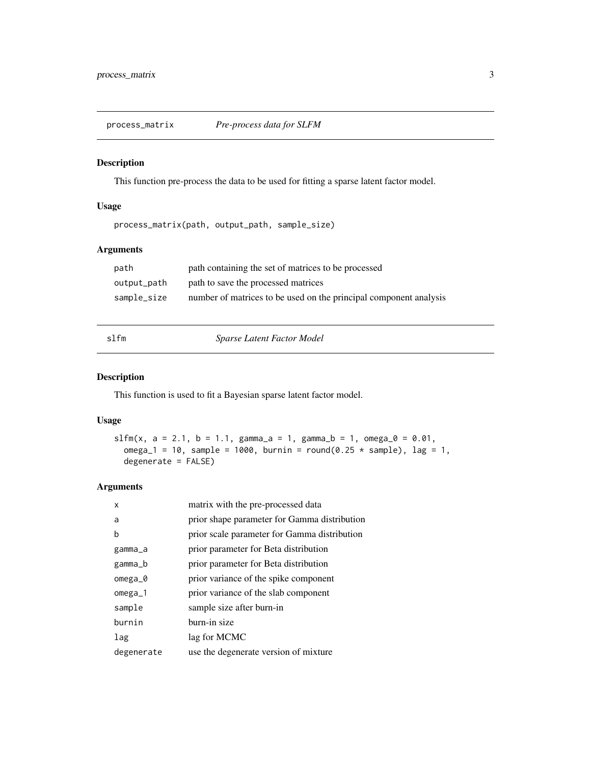## process_matrix *Pre-process data for SLFM*

### Description

This function pre-process the data to be used for fitting a sparse latent factor model.

### Usage

```
process_matrix(path, output_path, sample_size)
```

### Arguments

| | |
|---|---|
| path | path containing the set of matrices to be processed |
| output_path | path to save the processed matrices |
| sample_size | number of matrices to be used on the principal component analysis |

## slfm *Sparse Latent Factor Model*

### Description

This function is used to fit a Bayesian sparse latent factor model.

### Usage

```
slfm(x, a = 2.1, b = 1.1, gamma_a = 1, gamma_b = 1, omega_0 = 0.01,
  omega_1 = 10, sample = 1000, burnin = round(0.25 * sample), lag = 1,
  degenerate = FALSE)
```

### Arguments

| | |
|---|---|
| x | matrix with the pre-processed data |
| a | prior shape parameter for Gamma distribution |
| b | prior scale parameter for Gamma distribution |
| gamma_a | prior parameter for Beta distribution |
| gamma_b | prior parameter for Beta distribution |
| omega_0 | prior variance of the spike component |
| omega_1 | prior variance of the slab component |
| sample | sample size after burn-in |
| burnin | burn-in size |
| lag | lag for MCMC |
| degenerate | use the degenerate version of mixture |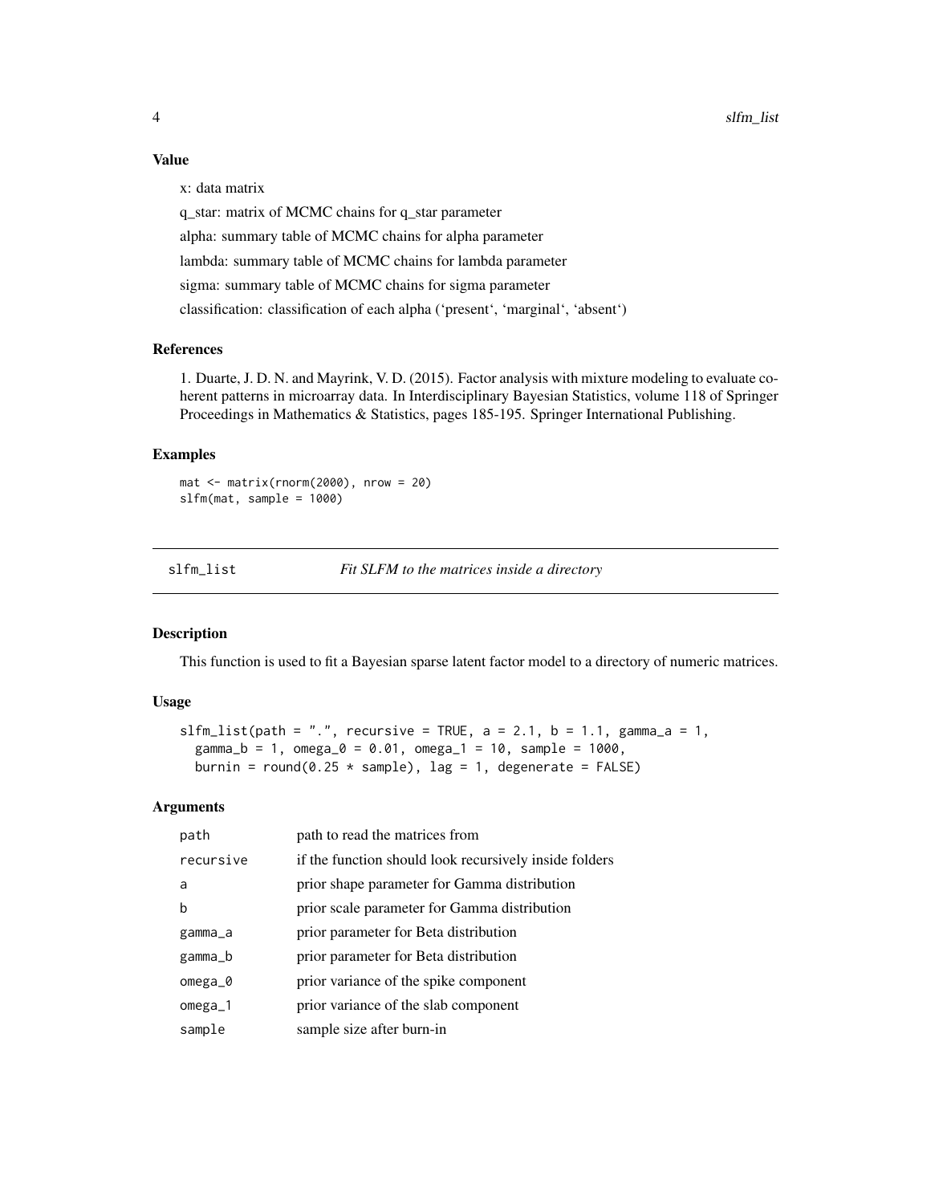### Value

x: data matrix

q_star: matrix of MCMC chains for q_star parameter

alpha: summary table of MCMC chains for alpha parameter

lambda: summary table of MCMC chains for lambda parameter

sigma: summary table of MCMC chains for sigma parameter

classification: classification of each alpha ('present', 'marginal', 'absent')

### References

1. Duarte, J. D. N. and Mayrink, V. D. (2015). Factor analysis with mixture modeling to evaluate coherent patterns in microarray data. In Interdisciplinary Bayesian Statistics, volume 118 of Springer Proceedings in Mathematics & Statistics, pages 185-195. Springer International Publishing.

### Examples

```
mat <- matrix(rnorm(2000), nrow = 20)
slfm(mat, sample = 1000)
```

---

## slfm_list — *Fit SLFM to the matrices inside a directory*

---

### Description

This function is used to fit a Bayesian sparse latent factor model to a directory of numeric matrices.

### Usage

```
slfm_list(path = ".", recursive = TRUE, a = 2.1, b = 1.1, gamma_a = 1,
  gamma_b = 1, omega_0 = 0.01, omega_1 = 10, sample = 1000,
  burnin = round(0.25 * sample), lag = 1, degenerate = FALSE)
```

### Arguments

| | |
|---|---|
| path | path to read the matrices from |
| recursive | if the function should look recursively inside folders |
| a | prior shape parameter for Gamma distribution |
| b | prior scale parameter for Gamma distribution |
| gamma_a | prior parameter for Beta distribution |
| gamma_b | prior parameter for Beta distribution |
| omega_0 | prior variance of the spike component |
| omega_1 | prior variance of the slab component |
| sample | sample size after burn-in |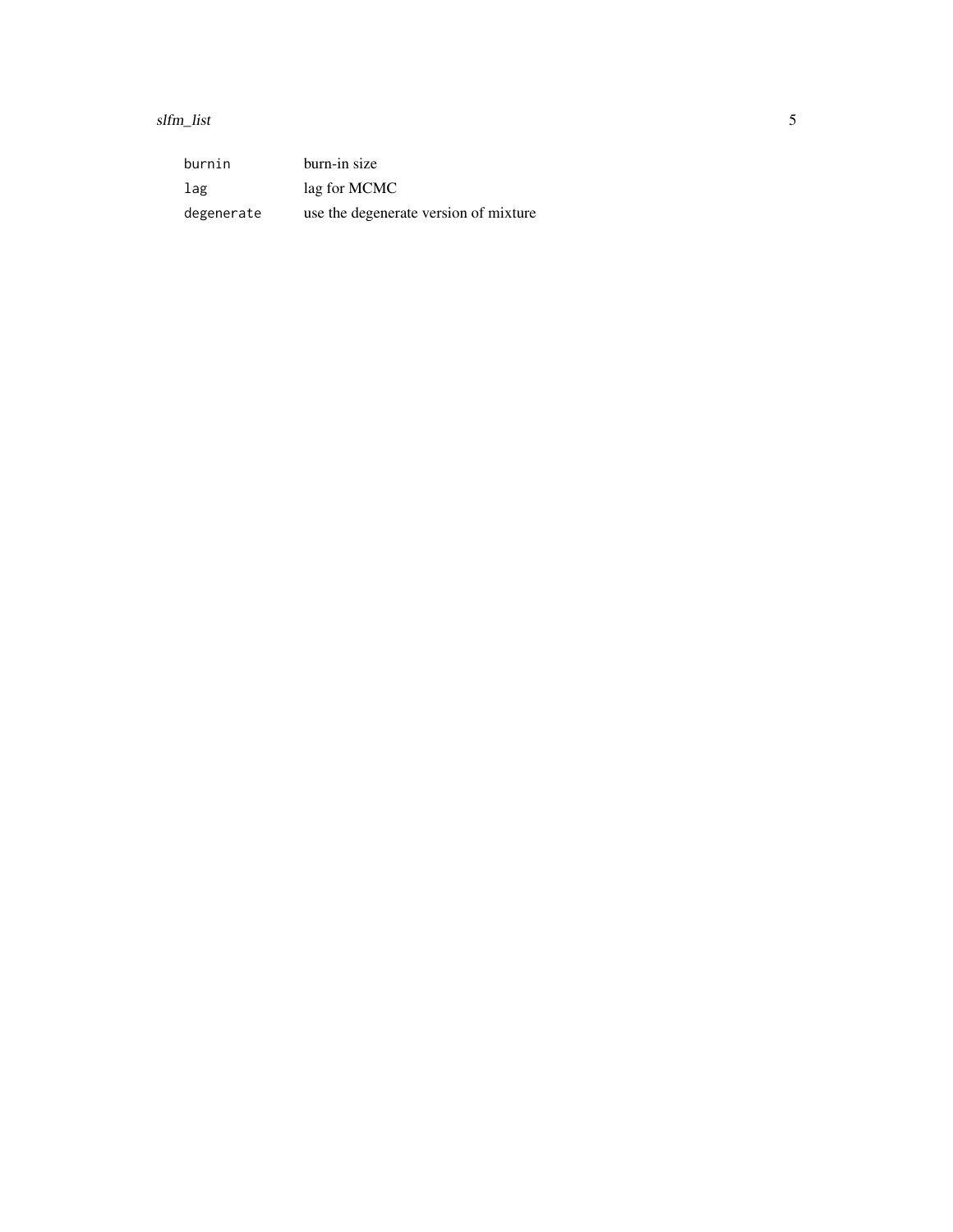| | |
|---|---|
| `burnin` | burn-in size |
| `lag` | lag for MCMC |
| `degenerate` | use the degenerate version of mixture |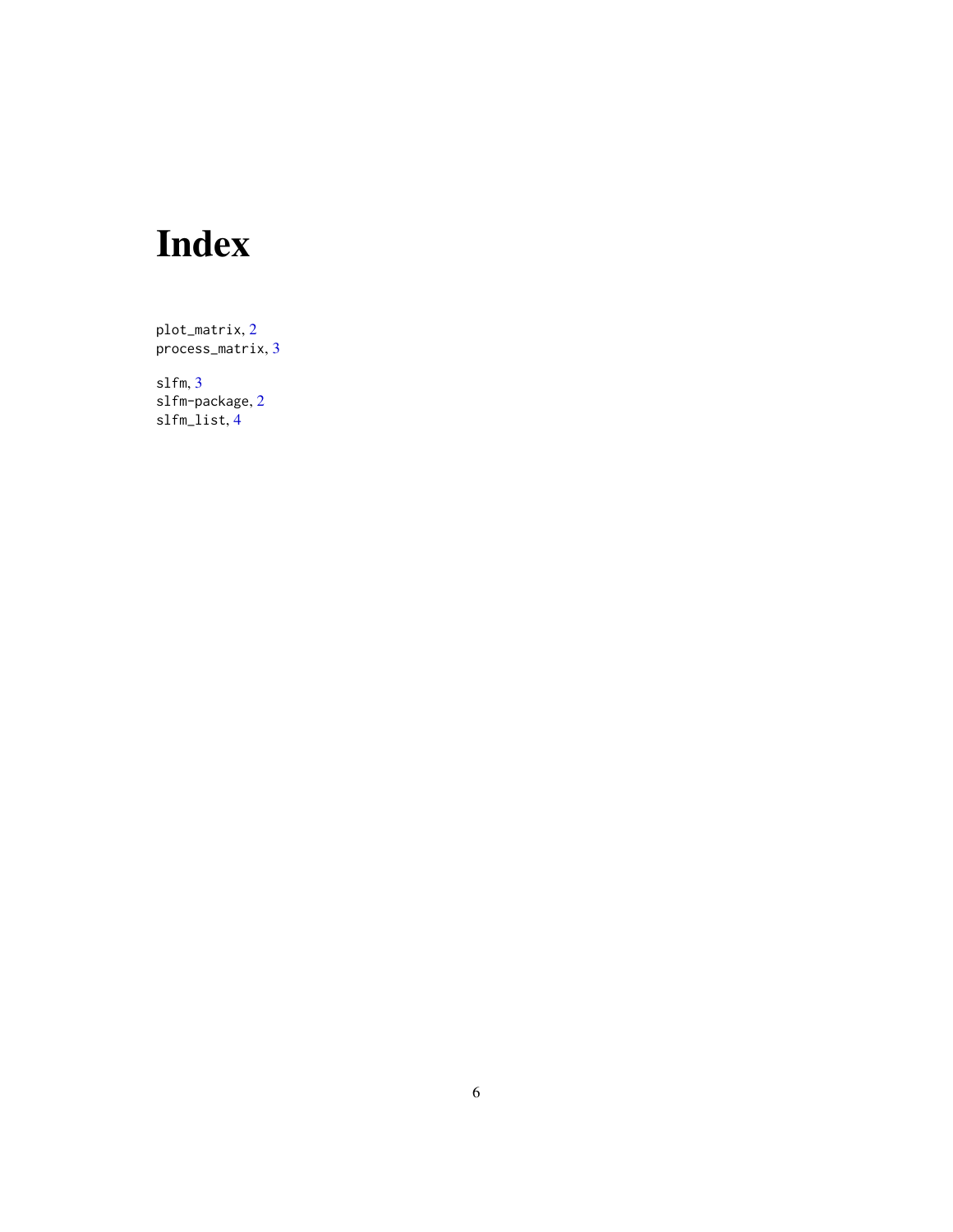# Index

plot_matrix, 2
process_matrix, 3

slfm, 3
slfm-package, 2
slfm_list, 4